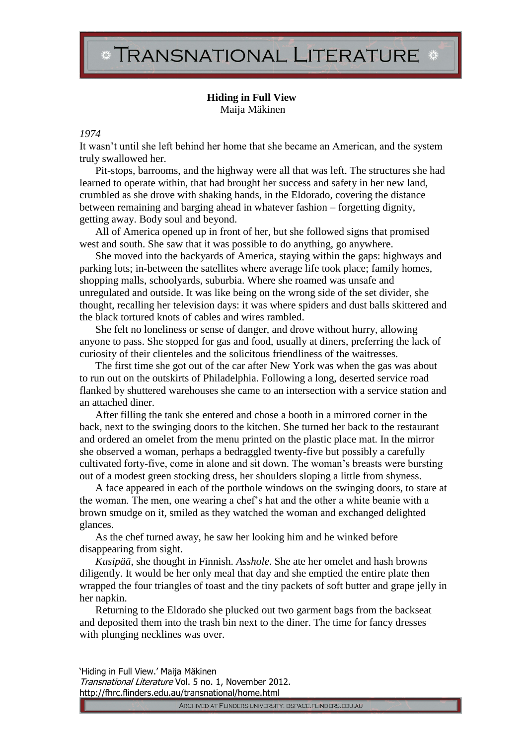**Hiding in Full View**
Maija Mäkinen

*1974*

It wasn't until she left behind her home that she became an American, and the system truly swallowed her.

Pit-stops, barrooms, and the highway were all that was left. The structures she had learned to operate within, that had brought her success and safety in her new land, crumbled as she drove with shaking hands, in the Eldorado, covering the distance between remaining and barging ahead in whatever fashion – forgetting dignity, getting away. Body soul and beyond.

All of America opened up in front of her, but she followed signs that promised west and south. She saw that it was possible to do anything, go anywhere.

She moved into the backyards of America, staying within the gaps: highways and parking lots; in-between the satellites where average life took place; family homes, shopping malls, schoolyards, suburbia. Where she roamed was unsafe and unregulated and outside. It was like being on the wrong side of the set divider, she thought, recalling her television days: it was where spiders and dust balls skittered and the black tortured knots of cables and wires rambled.

She felt no loneliness or sense of danger, and drove without hurry, allowing anyone to pass. She stopped for gas and food, usually at diners, preferring the lack of curiosity of their clienteles and the solicitous friendliness of the waitresses.

The first time she got out of the car after New York was when the gas was about to run out on the outskirts of Philadelphia. Following a long, deserted service road flanked by shuttered warehouses she came to an intersection with a service station and an attached diner.

After filling the tank she entered and chose a booth in a mirrored corner in the back, next to the swinging doors to the kitchen. She turned her back to the restaurant and ordered an omelet from the menu printed on the plastic place mat. In the mirror she observed a woman, perhaps a bedraggled twenty-five but possibly a carefully cultivated forty-five, come in alone and sit down. The woman's breasts were bursting out of a modest green stocking dress, her shoulders sloping a little from shyness.

A face appeared in each of the porthole windows on the swinging doors, to stare at the woman. The men, one wearing a chef's hat and the other a white beanie with a brown smudge on it, smiled as they watched the woman and exchanged delighted glances.

As the chef turned away, he saw her looking him and he winked before disappearing from sight.

*Kusipää*, she thought in Finnish. *Asshole*. She ate her omelet and hash browns diligently. It would be her only meal that day and she emptied the entire plate then wrapped the four triangles of toast and the tiny packets of soft butter and grape jelly in her napkin.

Returning to the Eldorado she plucked out two garment bags from the backseat and deposited them into the trash bin next to the diner. The time for fancy dresses with plunging necklines was over.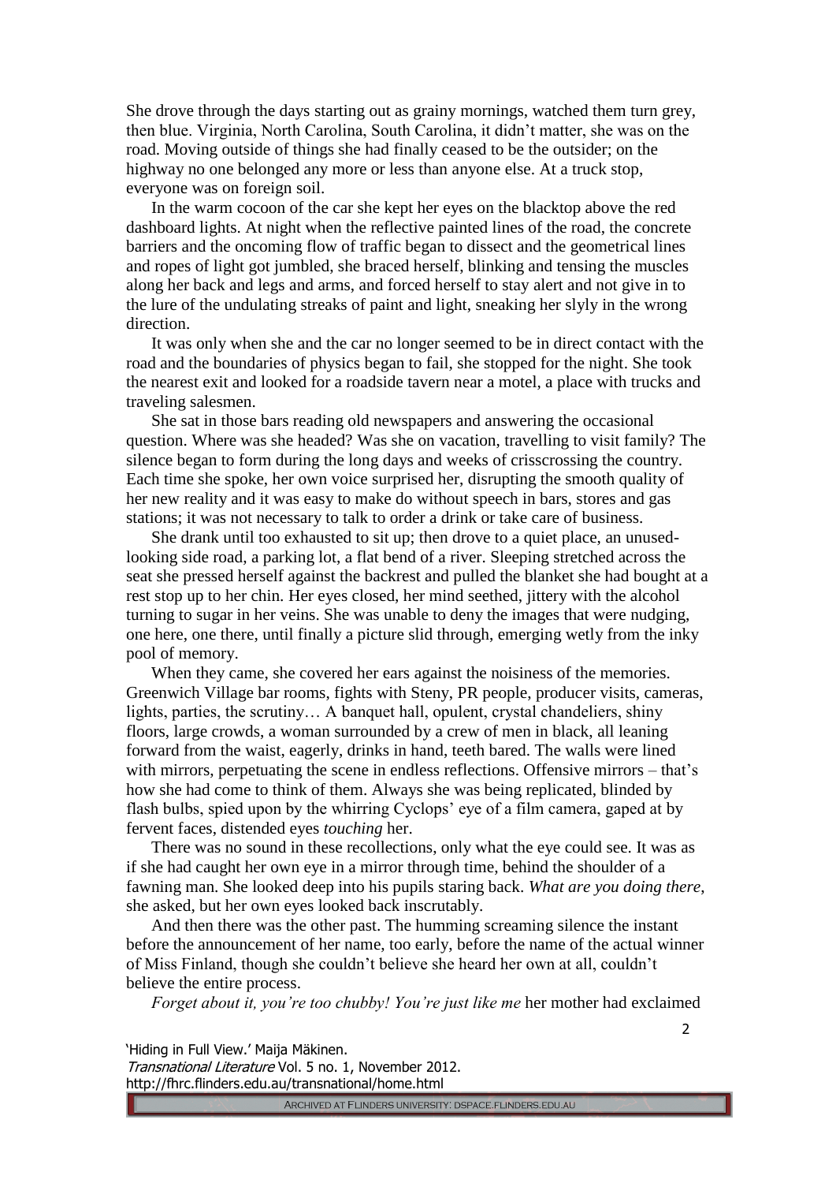She drove through the days starting out as grainy mornings, watched them turn grey, then blue. Virginia, North Carolina, South Carolina, it didn't matter, she was on the road. Moving outside of things she had finally ceased to be the outsider; on the highway no one belonged any more or less than anyone else. At a truck stop, everyone was on foreign soil.

In the warm cocoon of the car she kept her eyes on the blacktop above the red dashboard lights. At night when the reflective painted lines of the road, the concrete barriers and the oncoming flow of traffic began to dissect and the geometrical lines and ropes of light got jumbled, she braced herself, blinking and tensing the muscles along her back and legs and arms, and forced herself to stay alert and not give in to the lure of the undulating streaks of paint and light, sneaking her slyly in the wrong direction.

It was only when she and the car no longer seemed to be in direct contact with the road and the boundaries of physics began to fail, she stopped for the night. She took the nearest exit and looked for a roadside tavern near a motel, a place with trucks and traveling salesmen.

She sat in those bars reading old newspapers and answering the occasional question. Where was she headed? Was she on vacation, travelling to visit family? The silence began to form during the long days and weeks of crisscrossing the country. Each time she spoke, her own voice surprised her, disrupting the smooth quality of her new reality and it was easy to make do without speech in bars, stores and gas stations; it was not necessary to talk to order a drink or take care of business.

She drank until too exhausted to sit up; then drove to a quiet place, an unused-looking side road, a parking lot, a flat bend of a river. Sleeping stretched across the seat she pressed herself against the backrest and pulled the blanket she had bought at a rest stop up to her chin. Her eyes closed, her mind seethed, jittery with the alcohol turning to sugar in her veins. She was unable to deny the images that were nudging, one here, one there, until finally a picture slid through, emerging wetly from the inky pool of memory.

When they came, she covered her ears against the noisiness of the memories. Greenwich Village bar rooms, fights with Steny, PR people, producer visits, cameras, lights, parties, the scrutiny… A banquet hall, opulent, crystal chandeliers, shiny floors, large crowds, a woman surrounded by a crew of men in black, all leaning forward from the waist, eagerly, drinks in hand, teeth bared. The walls were lined with mirrors, perpetuating the scene in endless reflections. Offensive mirrors – that's how she had come to think of them. Always she was being replicated, blinded by flash bulbs, spied upon by the whirring Cyclops' eye of a film camera, gaped at by fervent faces, distended eyes *touching* her.

There was no sound in these recollections, only what the eye could see. It was as if she had caught her own eye in a mirror through time, behind the shoulder of a fawning man. She looked deep into his pupils staring back. *What are you doing there,* she asked, but her own eyes looked back inscrutably.

And then there was the other past. The humming screaming silence the instant before the announcement of her name, too early, before the name of the actual winner of Miss Finland, though she couldn't believe she heard her own at all, couldn't believe the entire process.

*Forget about it, you're too chubby! You're just like me* her mother had exclaimed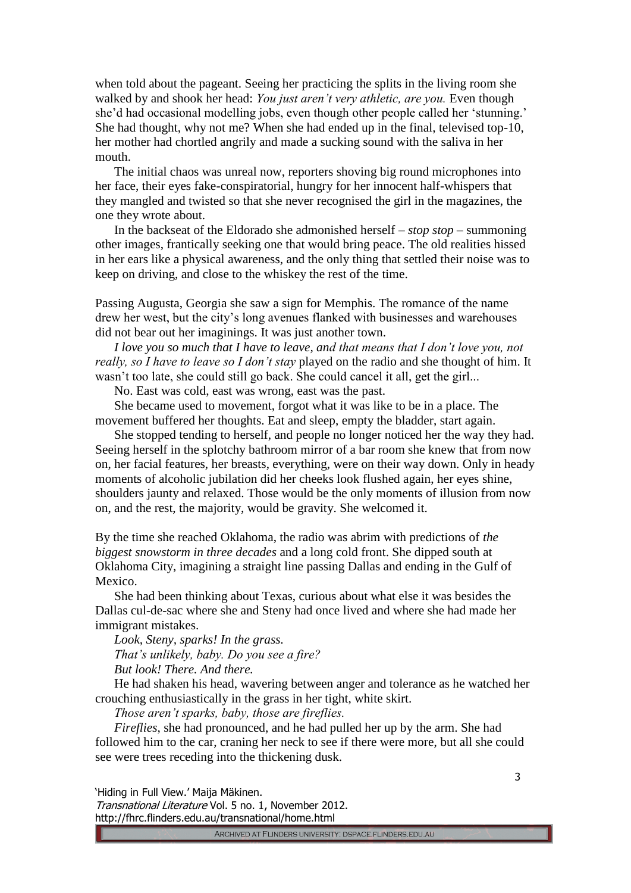when told about the pageant. Seeing her practicing the splits in the living room she walked by and shook her head: *You just aren't very athletic, are you.* Even though she'd had occasional modelling jobs, even though other people called her 'stunning.' She had thought, why not me? When she had ended up in the final, televised top-10, her mother had chortled angrily and made a sucking sound with the saliva in her mouth.

The initial chaos was unreal now, reporters shoving big round microphones into her face, their eyes fake-conspiratorial, hungry for her innocent half-whispers that they mangled and twisted so that she never recognised the girl in the magazines, the one they wrote about.

In the backseat of the Eldorado she admonished herself – *stop stop* – summoning other images, frantically seeking one that would bring peace. The old realities hissed in her ears like a physical awareness, and the only thing that settled their noise was to keep on driving, and close to the whiskey the rest of the time.

Passing Augusta, Georgia she saw a sign for Memphis. The romance of the name drew her west, but the city's long avenues flanked with businesses and warehouses did not bear out her imaginings. It was just another town.

*I love you so much that I have to leave, and that means that I don't love you, not really, so I have to leave so I don't stay* played on the radio and she thought of him. It wasn't too late, she could still go back. She could cancel it all, get the girl...

No. East was cold, east was wrong, east was the past.

She became used to movement, forgot what it was like to be in a place. The movement buffered her thoughts. Eat and sleep, empty the bladder, start again.

She stopped tending to herself, and people no longer noticed her the way they had. Seeing herself in the splotchy bathroom mirror of a bar room she knew that from now on, her facial features, her breasts, everything, were on their way down. Only in heady moments of alcoholic jubilation did her cheeks look flushed again, her eyes shine, shoulders jaunty and relaxed. Those would be the only moments of illusion from now on, and the rest, the majority, would be gravity. She welcomed it.

By the time she reached Oklahoma, the radio was abrim with predictions of *the biggest snowstorm in three decades* and a long cold front. She dipped south at Oklahoma City, imagining a straight line passing Dallas and ending in the Gulf of Mexico.

She had been thinking about Texas, curious about what else it was besides the Dallas cul-de-sac where she and Steny had once lived and where she had made her immigrant mistakes.

*Look, Steny, sparks! In the grass.*

*That's unlikely, baby. Do you see a fire?*

*But look! There. And there.*

He had shaken his head, wavering between anger and tolerance as he watched her crouching enthusiastically in the grass in her tight, white skirt.

*Those aren't sparks, baby, those are fireflies.*

*Fireflies*, she had pronounced, and he had pulled her up by the arm. She had followed him to the car, craning her neck to see if there were more, but all she could see were trees receding into the thickening dusk.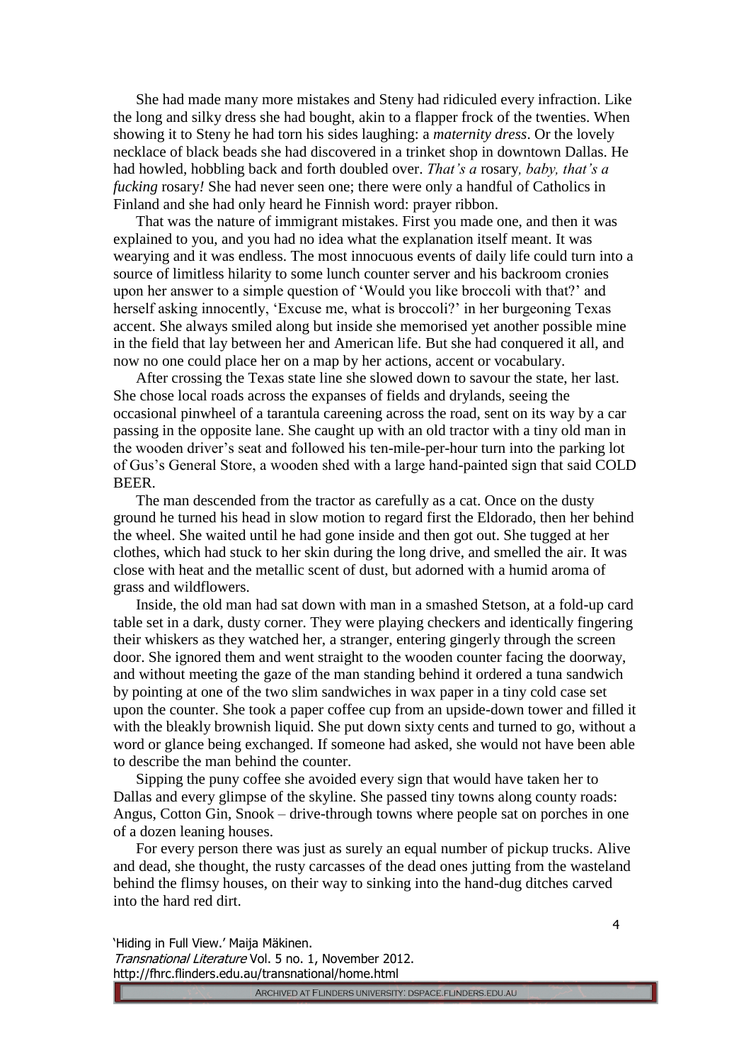She had made many more mistakes and Steny had ridiculed every infraction. Like the long and silky dress she had bought, akin to a flapper frock of the twenties. When showing it to Steny he had torn his sides laughing: a *maternity dress*. Or the lovely necklace of black beads she had discovered in a trinket shop in downtown Dallas. He had howled, hobbling back and forth doubled over. *That's a* rosary*, baby, that's a fucking* rosary*!* She had never seen one; there were only a handful of Catholics in Finland and she had only heard he Finnish word: prayer ribbon.

That was the nature of immigrant mistakes. First you made one, and then it was explained to you, and you had no idea what the explanation itself meant. It was wearying and it was endless. The most innocuous events of daily life could turn into a source of limitless hilarity to some lunch counter server and his backroom cronies upon her answer to a simple question of 'Would you like broccoli with that?' and herself asking innocently, 'Excuse me, what is broccoli?' in her burgeoning Texas accent. She always smiled along but inside she memorised yet another possible mine in the field that lay between her and American life. But she had conquered it all, and now no one could place her on a map by her actions, accent or vocabulary.

After crossing the Texas state line she slowed down to savour the state, her last. She chose local roads across the expanses of fields and drylands, seeing the occasional pinwheel of a tarantula careening across the road, sent on its way by a car passing in the opposite lane. She caught up with an old tractor with a tiny old man in the wooden driver's seat and followed his ten-mile-per-hour turn into the parking lot of Gus's General Store, a wooden shed with a large hand-painted sign that said COLD BEER.

The man descended from the tractor as carefully as a cat. Once on the dusty ground he turned his head in slow motion to regard first the Eldorado, then her behind the wheel. She waited until he had gone inside and then got out. She tugged at her clothes, which had stuck to her skin during the long drive, and smelled the air. It was close with heat and the metallic scent of dust, but adorned with a humid aroma of grass and wildflowers.

Inside, the old man had sat down with man in a smashed Stetson, at a fold-up card table set in a dark, dusty corner. They were playing checkers and identically fingering their whiskers as they watched her, a stranger, entering gingerly through the screen door. She ignored them and went straight to the wooden counter facing the doorway, and without meeting the gaze of the man standing behind it ordered a tuna sandwich by pointing at one of the two slim sandwiches in wax paper in a tiny cold case set upon the counter. She took a paper coffee cup from an upside-down tower and filled it with the bleakly brownish liquid. She put down sixty cents and turned to go, without a word or glance being exchanged. If someone had asked, she would not have been able to describe the man behind the counter.

Sipping the puny coffee she avoided every sign that would have taken her to Dallas and every glimpse of the skyline. She passed tiny towns along county roads: Angus, Cotton Gin, Snook – drive-through towns where people sat on porches in one of a dozen leaning houses.

For every person there was just as surely an equal number of pickup trucks. Alive and dead, she thought, the rusty carcasses of the dead ones jutting from the wasteland behind the flimsy houses, on their way to sinking into the hand-dug ditches carved into the hard red dirt.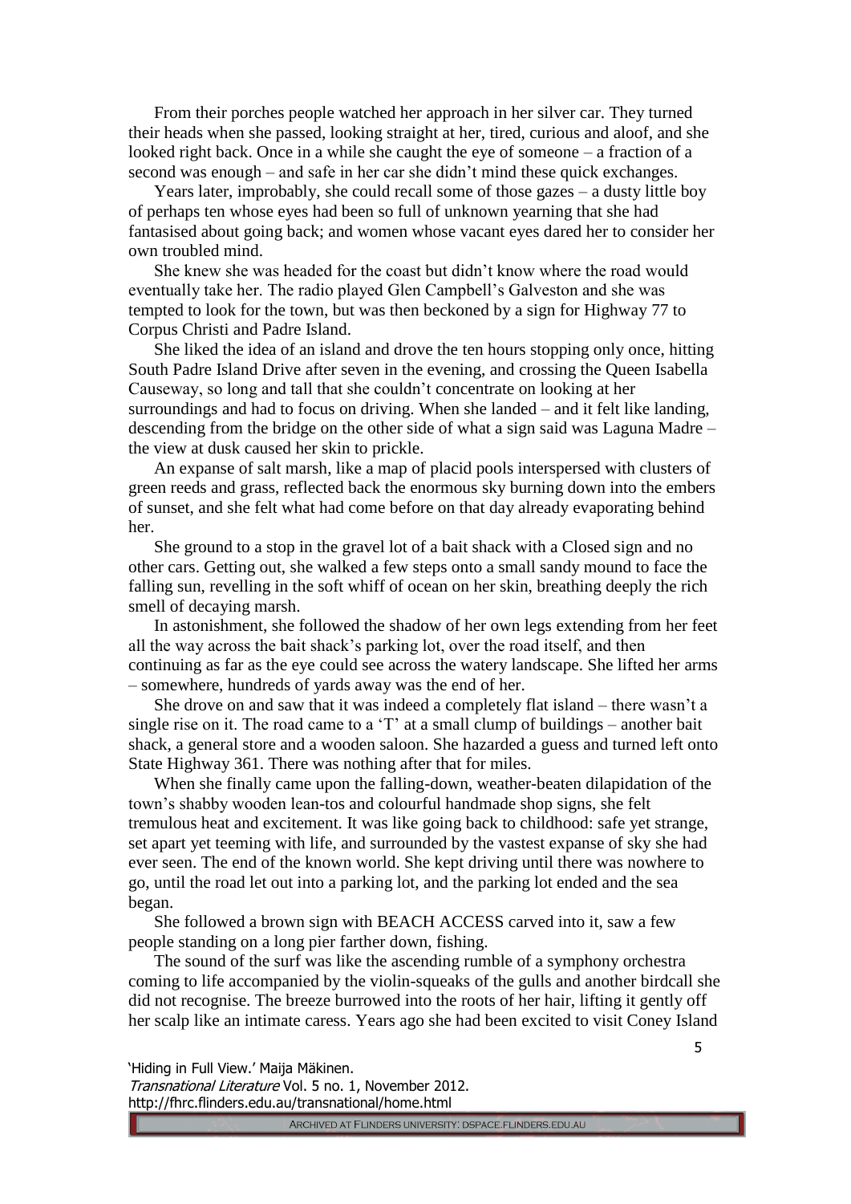From their porches people watched her approach in her silver car. They turned their heads when she passed, looking straight at her, tired, curious and aloof, and she looked right back. Once in a while she caught the eye of someone – a fraction of a second was enough – and safe in her car she didn't mind these quick exchanges.

Years later, improbably, she could recall some of those gazes – a dusty little boy of perhaps ten whose eyes had been so full of unknown yearning that she had fantasised about going back; and women whose vacant eyes dared her to consider her own troubled mind.

She knew she was headed for the coast but didn't know where the road would eventually take her. The radio played Glen Campbell's Galveston and she was tempted to look for the town, but was then beckoned by a sign for Highway 77 to Corpus Christi and Padre Island.

She liked the idea of an island and drove the ten hours stopping only once, hitting South Padre Island Drive after seven in the evening, and crossing the Queen Isabella Causeway, so long and tall that she couldn't concentrate on looking at her surroundings and had to focus on driving. When she landed – and it felt like landing, descending from the bridge on the other side of what a sign said was Laguna Madre – the view at dusk caused her skin to prickle.

An expanse of salt marsh, like a map of placid pools interspersed with clusters of green reeds and grass, reflected back the enormous sky burning down into the embers of sunset, and she felt what had come before on that day already evaporating behind her.

She ground to a stop in the gravel lot of a bait shack with a Closed sign and no other cars. Getting out, she walked a few steps onto a small sandy mound to face the falling sun, revelling in the soft whiff of ocean on her skin, breathing deeply the rich smell of decaying marsh.

In astonishment, she followed the shadow of her own legs extending from her feet all the way across the bait shack's parking lot, over the road itself, and then continuing as far as the eye could see across the watery landscape. She lifted her arms – somewhere, hundreds of yards away was the end of her.

She drove on and saw that it was indeed a completely flat island – there wasn't a single rise on it. The road came to a 'T' at a small clump of buildings – another bait shack, a general store and a wooden saloon. She hazarded a guess and turned left onto State Highway 361. There was nothing after that for miles.

When she finally came upon the falling-down, weather-beaten dilapidation of the town's shabby wooden lean-tos and colourful handmade shop signs, she felt tremulous heat and excitement. It was like going back to childhood: safe yet strange, set apart yet teeming with life, and surrounded by the vastest expanse of sky she had ever seen. The end of the known world. She kept driving until there was nowhere to go, until the road let out into a parking lot, and the parking lot ended and the sea began.

She followed a brown sign with BEACH ACCESS carved into it, saw a few people standing on a long pier farther down, fishing.

The sound of the surf was like the ascending rumble of a symphony orchestra coming to life accompanied by the violin-squeaks of the gulls and another birdcall she did not recognise. The breeze burrowed into the roots of her hair, lifting it gently off her scalp like an intimate caress. Years ago she had been excited to visit Coney Island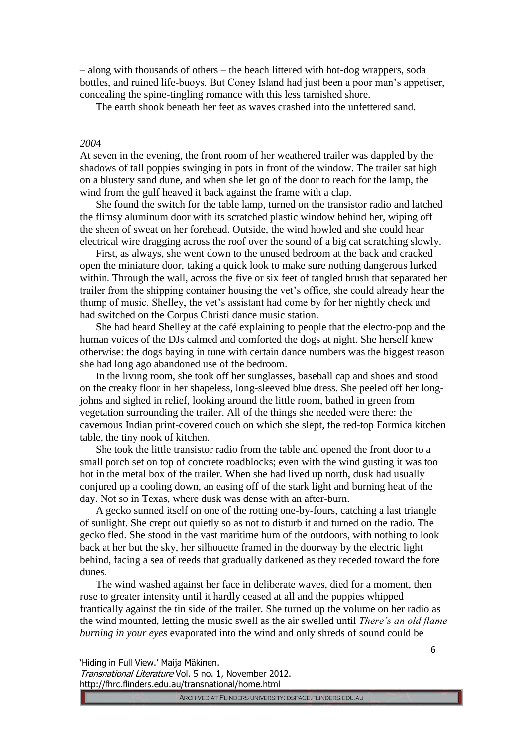– along with thousands of others – the beach littered with hot-dog wrappers, soda bottles, and ruined life-buoys. But Coney Island had just been a poor man's appetiser, concealing the spine-tingling romance with this less tarnished shore.

The earth shook beneath her feet as waves crashed into the unfettered sand.

*2004*

At seven in the evening, the front room of her weathered trailer was dappled by the shadows of tall poppies swinging in pots in front of the window. The trailer sat high on a blustery sand dune, and when she let go of the door to reach for the lamp, the wind from the gulf heaved it back against the frame with a clap.

She found the switch for the table lamp, turned on the transistor radio and latched the flimsy aluminum door with its scratched plastic window behind her, wiping off the sheen of sweat on her forehead. Outside, the wind howled and she could hear electrical wire dragging across the roof over the sound of a big cat scratching slowly.

First, as always, she went down to the unused bedroom at the back and cracked open the miniature door, taking a quick look to make sure nothing dangerous lurked within. Through the wall, across the five or six feet of tangled brush that separated her trailer from the shipping container housing the vet's office, she could already hear the thump of music. Shelley, the vet's assistant had come by for her nightly check and had switched on the Corpus Christi dance music station.

She had heard Shelley at the café explaining to people that the electro-pop and the human voices of the DJs calmed and comforted the dogs at night. She herself knew otherwise: the dogs baying in tune with certain dance numbers was the biggest reason she had long ago abandoned use of the bedroom.

In the living room, she took off her sunglasses, baseball cap and shoes and stood on the creaky floor in her shapeless, long-sleeved blue dress. She peeled off her long-johns and sighed in relief, looking around the little room, bathed in green from vegetation surrounding the trailer. All of the things she needed were there: the cavernous Indian print-covered couch on which she slept, the red-top Formica kitchen table, the tiny nook of kitchen.

She took the little transistor radio from the table and opened the front door to a small porch set on top of concrete roadblocks; even with the wind gusting it was too hot in the metal box of the trailer. When she had lived up north, dusk had usually conjured up a cooling down, an easing off of the stark light and burning heat of the day. Not so in Texas, where dusk was dense with an after-burn.

A gecko sunned itself on one of the rotting one-by-fours, catching a last triangle of sunlight. She crept out quietly so as not to disturb it and turned on the radio. The gecko fled. She stood in the vast maritime hum of the outdoors, with nothing to look back at her but the sky, her silhouette framed in the doorway by the electric light behind, facing a sea of reeds that gradually darkened as they receded toward the fore dunes.

The wind washed against her face in deliberate waves, died for a moment, then rose to greater intensity until it hardly ceased at all and the poppies whipped frantically against the tin side of the trailer. She turned up the volume on her radio as the wind mounted, letting the music swell as the air swelled until *There's an old flame burning in your eyes* evaporated into the wind and only shreds of sound could be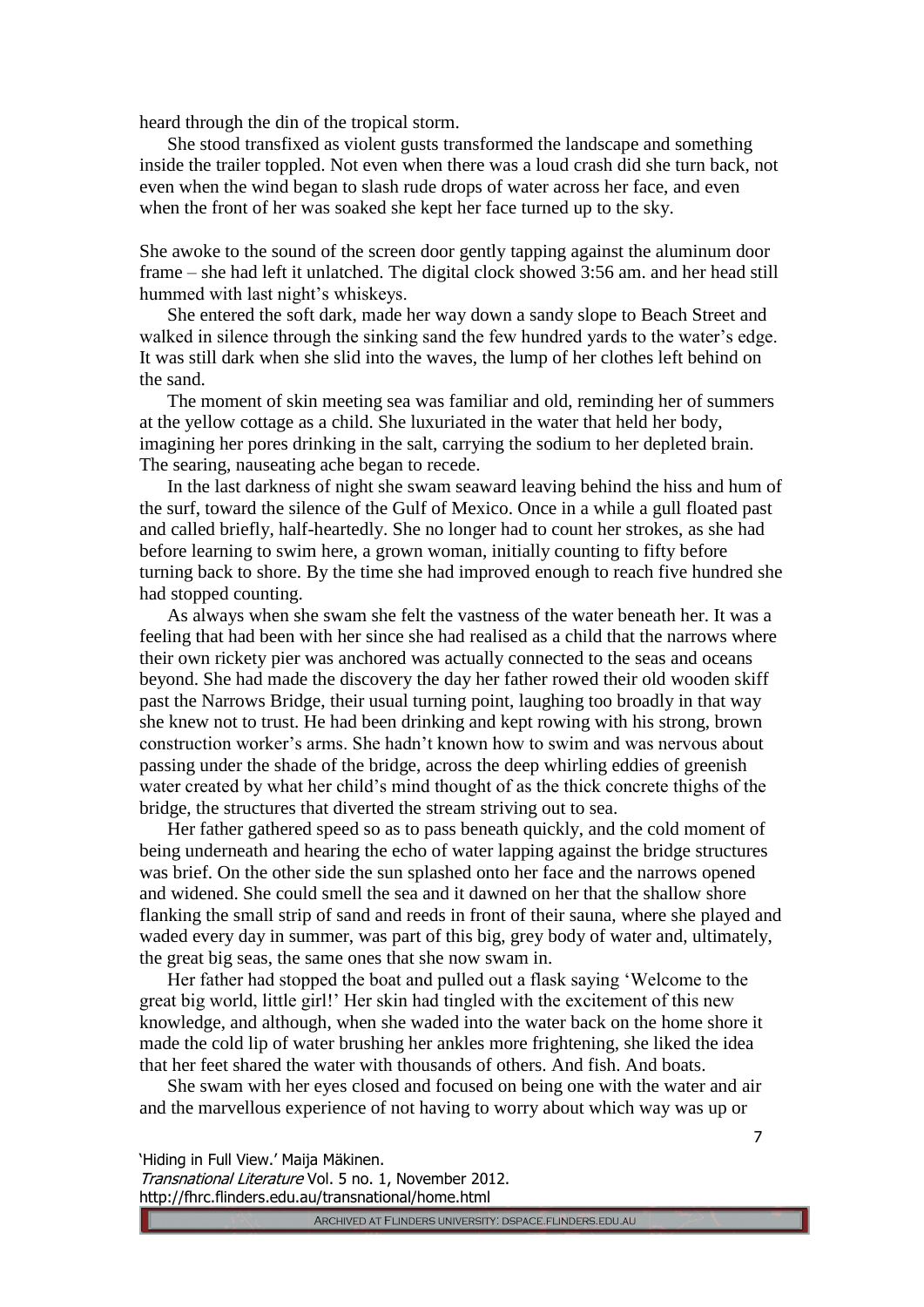heard through the din of the tropical storm.

She stood transfixed as violent gusts transformed the landscape and something inside the trailer toppled. Not even when there was a loud crash did she turn back, not even when the wind began to slash rude drops of water across her face, and even when the front of her was soaked she kept her face turned up to the sky.

She awoke to the sound of the screen door gently tapping against the aluminum door frame – she had left it unlatched. The digital clock showed 3:56 am. and her head still hummed with last night's whiskeys.

She entered the soft dark, made her way down a sandy slope to Beach Street and walked in silence through the sinking sand the few hundred yards to the water's edge. It was still dark when she slid into the waves, the lump of her clothes left behind on the sand.

The moment of skin meeting sea was familiar and old, reminding her of summers at the yellow cottage as a child. She luxuriated in the water that held her body, imagining her pores drinking in the salt, carrying the sodium to her depleted brain. The searing, nauseating ache began to recede.

In the last darkness of night she swam seaward leaving behind the hiss and hum of the surf, toward the silence of the Gulf of Mexico. Once in a while a gull floated past and called briefly, half-heartedly. She no longer had to count her strokes, as she had before learning to swim here, a grown woman, initially counting to fifty before turning back to shore. By the time she had improved enough to reach five hundred she had stopped counting.

As always when she swam she felt the vastness of the water beneath her. It was a feeling that had been with her since she had realised as a child that the narrows where their own rickety pier was anchored was actually connected to the seas and oceans beyond. She had made the discovery the day her father rowed their old wooden skiff past the Narrows Bridge, their usual turning point, laughing too broadly in that way she knew not to trust. He had been drinking and kept rowing with his strong, brown construction worker's arms. She hadn't known how to swim and was nervous about passing under the shade of the bridge, across the deep whirling eddies of greenish water created by what her child's mind thought of as the thick concrete thighs of the bridge, the structures that diverted the stream striving out to sea.

Her father gathered speed so as to pass beneath quickly, and the cold moment of being underneath and hearing the echo of water lapping against the bridge structures was brief. On the other side the sun splashed onto her face and the narrows opened and widened. She could smell the sea and it dawned on her that the shallow shore flanking the small strip of sand and reeds in front of their sauna, where she played and waded every day in summer, was part of this big, grey body of water and, ultimately, the great big seas, the same ones that she now swam in.

Her father had stopped the boat and pulled out a flask saying 'Welcome to the great big world, little girl!' Her skin had tingled with the excitement of this new knowledge, and although, when she waded into the water back on the home shore it made the cold lip of water brushing her ankles more frightening, she liked the idea that her feet shared the water with thousands of others. And fish. And boats.

She swam with her eyes closed and focused on being one with the water and air and the marvellous experience of not having to worry about which way was up or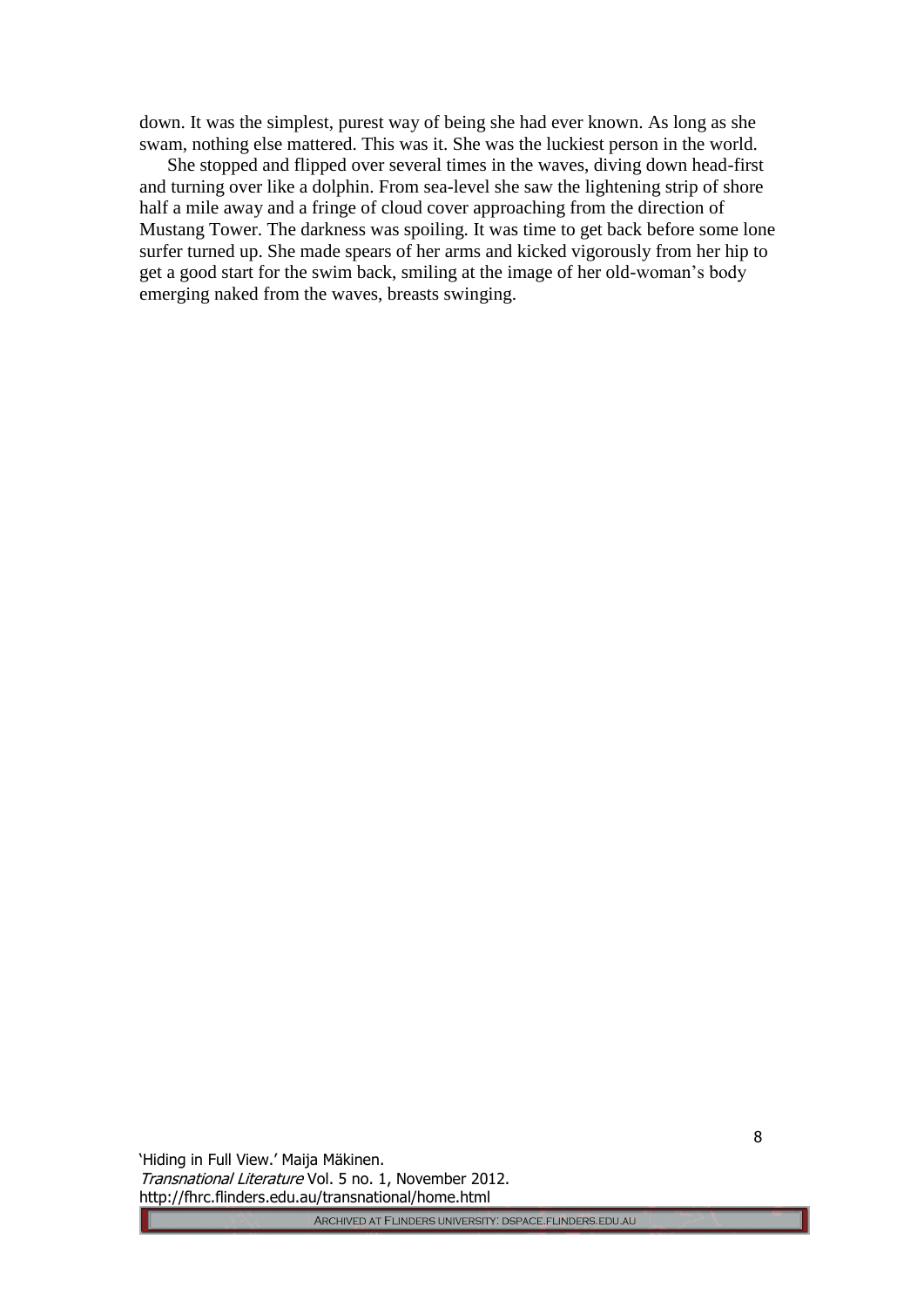down. It was the simplest, purest way of being she had ever known. As long as she swam, nothing else mattered. This was it. She was the luckiest person in the world.

She stopped and flipped over several times in the waves, diving down head-first and turning over like a dolphin. From sea-level she saw the lightening strip of shore half a mile away and a fringe of cloud cover approaching from the direction of Mustang Tower. The darkness was spoiling. It was time to get back before some lone surfer turned up. She made spears of her arms and kicked vigorously from her hip to get a good start for the swim back, smiling at the image of her old-woman's body emerging naked from the waves, breasts swinging.